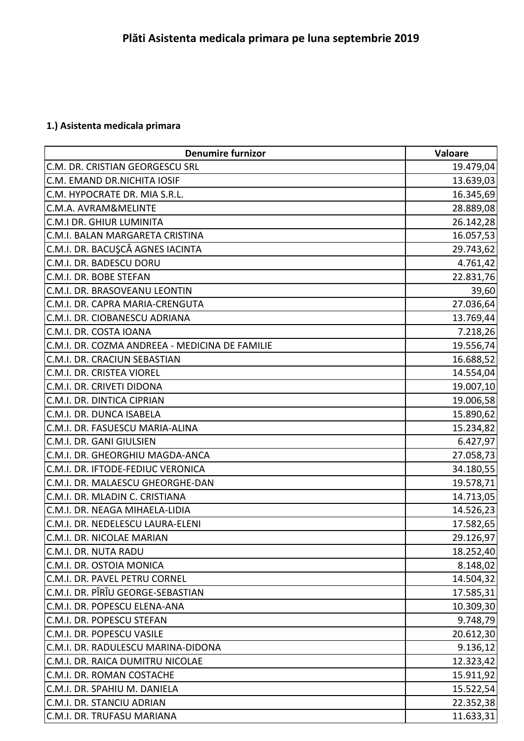# Plăti Asistenta medicala primara pe luna septembrie 2019

### 1.) Asistenta medicala primara

| Denumire furnizor | Valoare |
|---|---:|
| C.M. DR. CRISTIAN GEORGESCU SRL | 19.479,04 |
| C.M. EMAND DR.NICHITA IOSIF | 13.639,03 |
| C.M. HYPOCRATE DR. MIA S.R.L. | 16.345,69 |
| C.M.A. AVRAM&MELINTE | 28.889,08 |
| C.M.I DR. GHIUR LUMINITA | 26.142,28 |
| C.M.I. BALAN MARGARETA CRISTINA | 16.057,53 |
| C.M.I. DR. BACUŞCĂ AGNES IACINTA | 29.743,62 |
| C.M.I. DR. BADESCU DORU | 4.761,42 |
| C.M.I. DR. BOBE STEFAN | 22.831,76 |
| C.M.I. DR. BRASOVEANU LEONTIN | 39,60 |
| C.M.I. DR. CAPRA MARIA-CRENGUTA | 27.036,64 |
| C.M.I. DR. CIOBANESCU ADRIANA | 13.769,44 |
| C.M.I. DR. COSTA IOANA | 7.218,26 |
| C.M.I. DR. COZMA ANDREEA - MEDICINA DE FAMILIE | 19.556,74 |
| C.M.I. DR. CRACIUN SEBASTIAN | 16.688,52 |
| C.M.I. DR. CRISTEA VIOREL | 14.554,04 |
| C.M.I. DR. CRIVETI DIDONA | 19.007,10 |
| C.M.I. DR. DINTICA CIPRIAN | 19.006,58 |
| C.M.I. DR. DUNCA ISABELA | 15.890,62 |
| C.M.I. DR. FASUESCU MARIA-ALINA | 15.234,82 |
| C.M.I. DR. GANI GIULSIEN | 6.427,97 |
| C.M.I. DR. GHEORGHIU MAGDA-ANCA | 27.058,73 |
| C.M.I. DR. IFTODE-FEDIUC VERONICA | 34.180,55 |
| C.M.I. DR. MALAESCU GHEORGHE-DAN | 19.578,71 |
| C.M.I. DR. MLADIN C. CRISTIANA | 14.713,05 |
| C.M.I. DR. NEAGA MIHAELA-LIDIA | 14.526,23 |
| C.M.I. DR. NEDELESCU LAURA-ELENI | 17.582,65 |
| C.M.I. DR. NICOLAE MARIAN | 29.126,97 |
| C.M.I. DR. NUTA RADU | 18.252,40 |
| C.M.I. DR. OSTOIA MONICA | 8.148,02 |
| C.M.I. DR. PAVEL PETRU CORNEL | 14.504,32 |
| C.M.I. DR. PÎRÎU GEORGE-SEBASTIAN | 17.585,31 |
| C.M.I. DR. POPESCU ELENA-ANA | 10.309,30 |
| C.M.I. DR. POPESCU STEFAN | 9.748,79 |
| C.M.I. DR. POPESCU VASILE | 20.612,30 |
| C.M.I. DR. RADULESCU MARINA-DIDONA | 9.136,12 |
| C.M.I. DR. RAICA DUMITRU NICOLAE | 12.323,42 |
| C.M.I. DR. ROMAN COSTACHE | 15.911,92 |
| C.M.I. DR. SPAHIU M. DANIELA | 15.522,54 |
| C.M.I. DR. STANCIU ADRIAN | 22.352,38 |
| C.M.I. DR. TRUFASU MARIANA | 11.633,31 |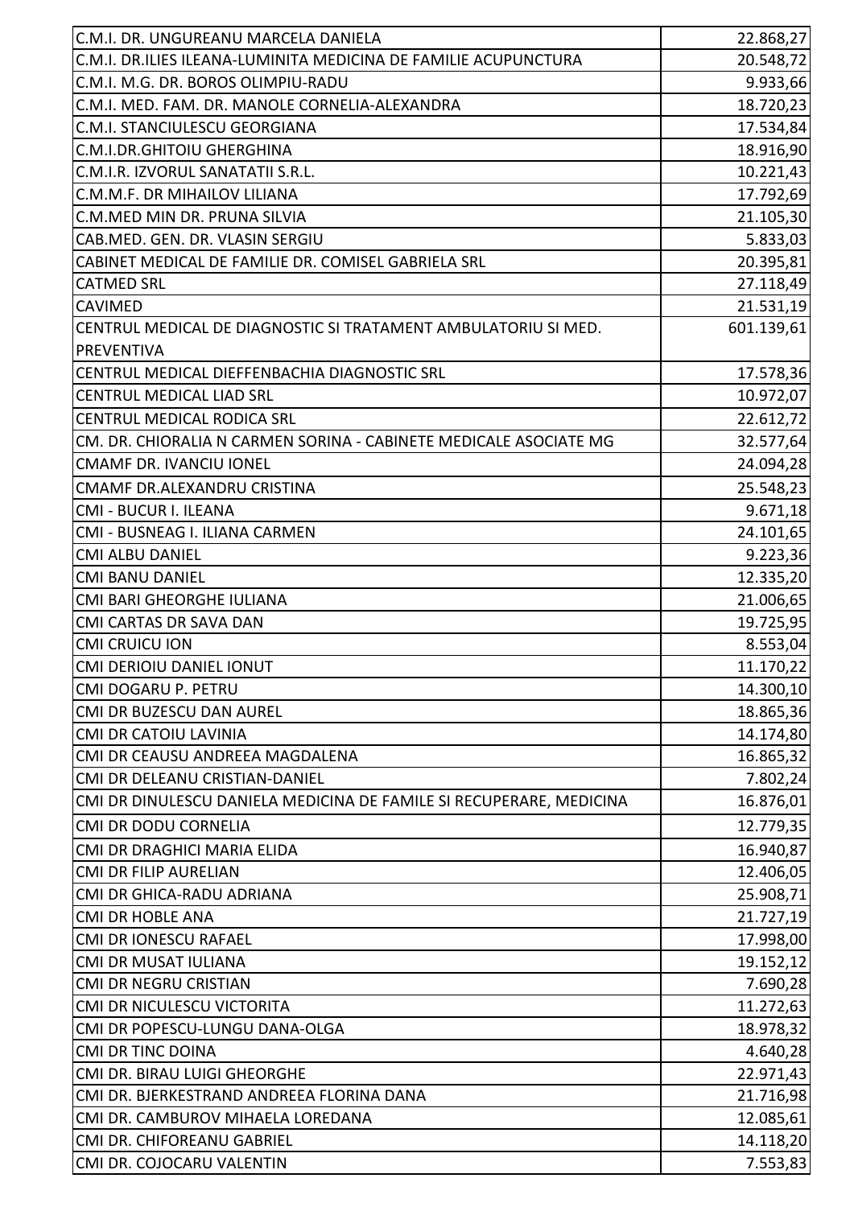| | |
|---|---|
| C.M.I. DR. UNGUREANU MARCELA DANIELA | 22.868,27 |
| C.M.I. DR.ILIES ILEANA-LUMINITA MEDICINA DE FAMILIE ACUPUNCTURA | 20.548,72 |
| C.M.I. M.G. DR. BOROS OLIMPIU-RADU | 9.933,66 |
| C.M.I. MED. FAM. DR. MANOLE CORNELIA-ALEXANDRA | 18.720,23 |
| C.M.I. STANCIULESCU GEORGIANA | 17.534,84 |
| C.M.I.DR.GHITOIU GHERGHINA | 18.916,90 |
| C.M.I.R. IZVORUL SANATATII S.R.L. | 10.221,43 |
| C.M.M.F. DR MIHAILOV LILIANA | 17.792,69 |
| C.M.MED MIN DR. PRUNA SILVIA | 21.105,30 |
| CAB.MED. GEN. DR. VLASIN SERGIU | 5.833,03 |
| CABINET MEDICAL DE FAMILIE DR. COMISEL GABRIELA SRL | 20.395,81 |
| CATMED SRL | 27.118,49 |
| CAVIMED | 21.531,19 |
| CENTRUL MEDICAL DE DIAGNOSTIC SI TRATAMENT AMBULATORIU SI MED. PREVENTIVA | 601.139,61 |
| CENTRUL MEDICAL DIEFFENBACHIA DIAGNOSTIC SRL | 17.578,36 |
| CENTRUL MEDICAL LIAD SRL | 10.972,07 |
| CENTRUL MEDICAL RODICA SRL | 22.612,72 |
| CM. DR. CHIORALIA N CARMEN SORINA - CABINETE MEDICALE ASOCIATE MG | 32.577,64 |
| CMAMF DR. IVANCIU IONEL | 24.094,28 |
| CMAMF DR.ALEXANDRU CRISTINA | 25.548,23 |
| CMI - BUCUR I. ILEANA | 9.671,18 |
| CMI - BUSNEAG I. ILIANA CARMEN | 24.101,65 |
| CMI ALBU DANIEL | 9.223,36 |
| CMI BANU DANIEL | 12.335,20 |
| CMI BARI GHEORGHE IULIANA | 21.006,65 |
| CMI CARTAS DR SAVA DAN | 19.725,95 |
| CMI CRUICU ION | 8.553,04 |
| CMI DERIOIU DANIEL IONUT | 11.170,22 |
| CMI DOGARU P. PETRU | 14.300,10 |
| CMI DR BUZESCU DAN AUREL | 18.865,36 |
| CMI DR CATOIU LAVINIA | 14.174,80 |
| CMI DR CEAUSU ANDREEA MAGDALENA | 16.865,32 |
| CMI DR DELEANU CRISTIAN-DANIEL | 7.802,24 |
| CMI DR DINULESCU DANIELA MEDICINA DE FAMILE SI RECUPERARE, MEDICINA | 16.876,01 |
| CMI DR DODU CORNELIA | 12.779,35 |
| CMI DR DRAGHICI MARIA ELIDA | 16.940,87 |
| CMI DR FILIP AURELIAN | 12.406,05 |
| CMI DR GHICA-RADU ADRIANA | 25.908,71 |
| CMI DR HOBLE ANA | 21.727,19 |
| CMI DR IONESCU RAFAEL | 17.998,00 |
| CMI DR MUSAT IULIANA | 19.152,12 |
| CMI DR NEGRU CRISTIAN | 7.690,28 |
| CMI DR NICULESCU VICTORITA | 11.272,63 |
| CMI DR POPESCU-LUNGU DANA-OLGA | 18.978,32 |
| CMI DR TINC DOINA | 4.640,28 |
| CMI DR. BIRAU LUIGI GHEORGHE | 22.971,43 |
| CMI DR. BJERKESTRAND ANDREEA FLORINA DANA | 21.716,98 |
| CMI DR. CAMBUROV MIHAELA LOREDANA | 12.085,61 |
| CMI DR. CHIFOREANU GABRIEL | 14.118,20 |
| CMI DR. COJOCARU VALENTIN | 7.553,83 |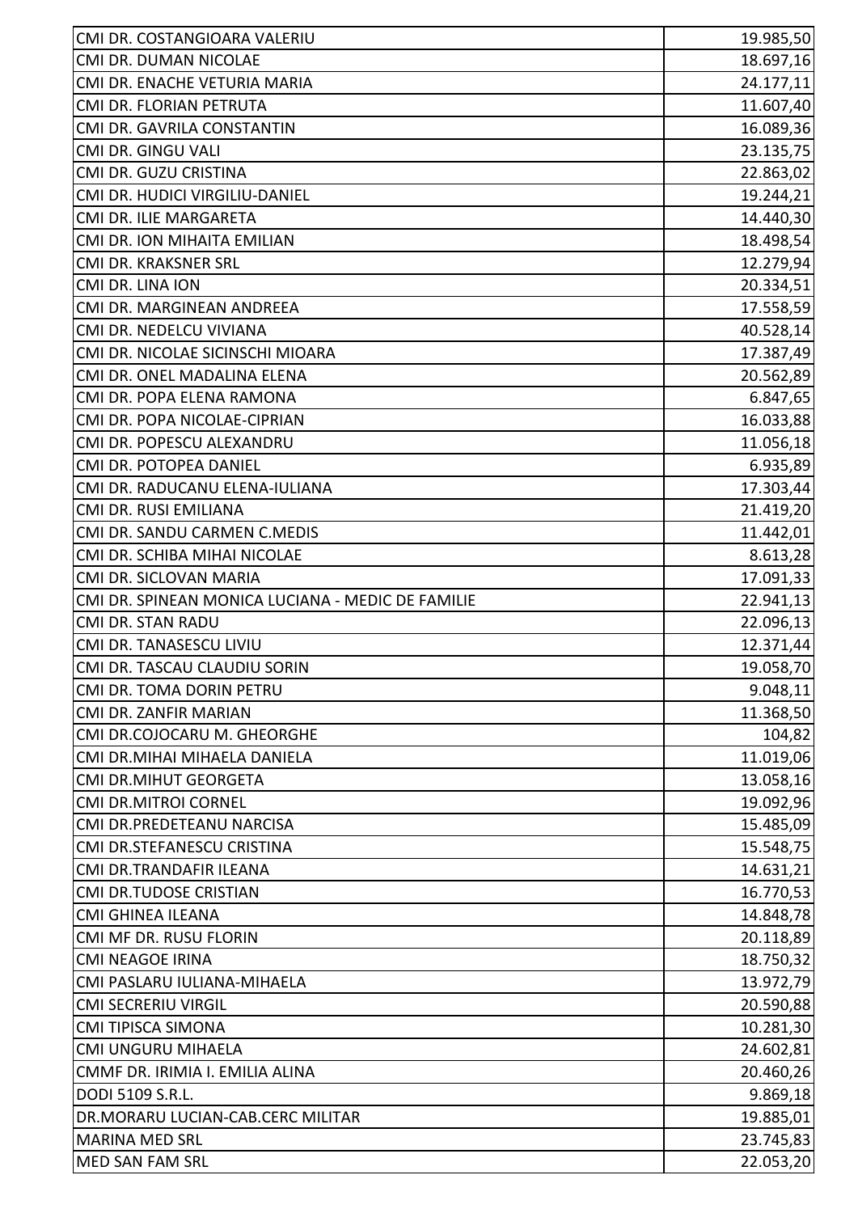| | |
|---|---|
| CMI DR. COSTANGIOARA VALERIU | 19.985,50 |
| CMI DR. DUMAN NICOLAE | 18.697,16 |
| CMI DR. ENACHE VETURIA MARIA | 24.177,11 |
| CMI DR. FLORIAN PETRUTA | 11.607,40 |
| CMI DR. GAVRILA CONSTANTIN | 16.089,36 |
| CMI DR. GINGU VALI | 23.135,75 |
| CMI DR. GUZU CRISTINA | 22.863,02 |
| CMI DR. HUDICI VIRGILIU-DANIEL | 19.244,21 |
| CMI DR. ILIE MARGARETA | 14.440,30 |
| CMI DR. ION MIHAITA EMILIAN | 18.498,54 |
| CMI DR. KRAKSNER SRL | 12.279,94 |
| CMI DR. LINA ION | 20.334,51 |
| CMI DR. MARGINEAN ANDREEA | 17.558,59 |
| CMI DR. NEDELCU VIVIANA | 40.528,14 |
| CMI DR. NICOLAE SICINSCHI MIOARA | 17.387,49 |
| CMI DR. ONEL MADALINA ELENA | 20.562,89 |
| CMI DR. POPA ELENA RAMONA | 6.847,65 |
| CMI DR. POPA NICOLAE-CIPRIAN | 16.033,88 |
| CMI DR. POPESCU ALEXANDRU | 11.056,18 |
| CMI DR. POTOPEA DANIEL | 6.935,89 |
| CMI DR. RADUCANU ELENA-IULIANA | 17.303,44 |
| CMI DR. RUSI EMILIANA | 21.419,20 |
| CMI DR. SANDU CARMEN C.MEDIS | 11.442,01 |
| CMI DR. SCHIBA MIHAI NICOLAE | 8.613,28 |
| CMI DR. SICLOVAN MARIA | 17.091,33 |
| CMI DR. SPINEAN MONICA LUCIANA - MEDIC DE FAMILIE | 22.941,13 |
| CMI DR. STAN RADU | 22.096,13 |
| CMI DR. TANASESCU LIVIU | 12.371,44 |
| CMI DR. TASCAU CLAUDIU SORIN | 19.058,70 |
| CMI DR. TOMA DORIN PETRU | 9.048,11 |
| CMI DR. ZANFIR MARIAN | 11.368,50 |
| CMI DR.COJOCARU M. GHEORGHE | 104,82 |
| CMI DR.MIHAI MIHAELA DANIELA | 11.019,06 |
| CMI DR.MIHUT GEORGETA | 13.058,16 |
| CMI DR.MITROI CORNEL | 19.092,96 |
| CMI DR.PREDETEANU NARCISA | 15.485,09 |
| CMI DR.STEFANESCU CRISTINA | 15.548,75 |
| CMI DR.TRANDAFIR ILEANA | 14.631,21 |
| CMI DR.TUDOSE CRISTIAN | 16.770,53 |
| CMI GHINEA ILEANA | 14.848,78 |
| CMI MF DR. RUSU FLORIN | 20.118,89 |
| CMI NEAGOE IRINA | 18.750,32 |
| CMI PASLARU IULIANA-MIHAELA | 13.972,79 |
| CMI SECRERIU VIRGIL | 20.590,88 |
| CMI TIPISCA SIMONA | 10.281,30 |
| CMI UNGURU MIHAELA | 24.602,81 |
| CMMF DR. IRIMIA I. EMILIA ALINA | 20.460,26 |
| DODI 5109 S.R.L. | 9.869,18 |
| DR.MORARU LUCIAN-CAB.CERC MILITAR | 19.885,01 |
| MARINA MED SRL | 23.745,83 |
| MED SAN FAM SRL | 22.053,20 |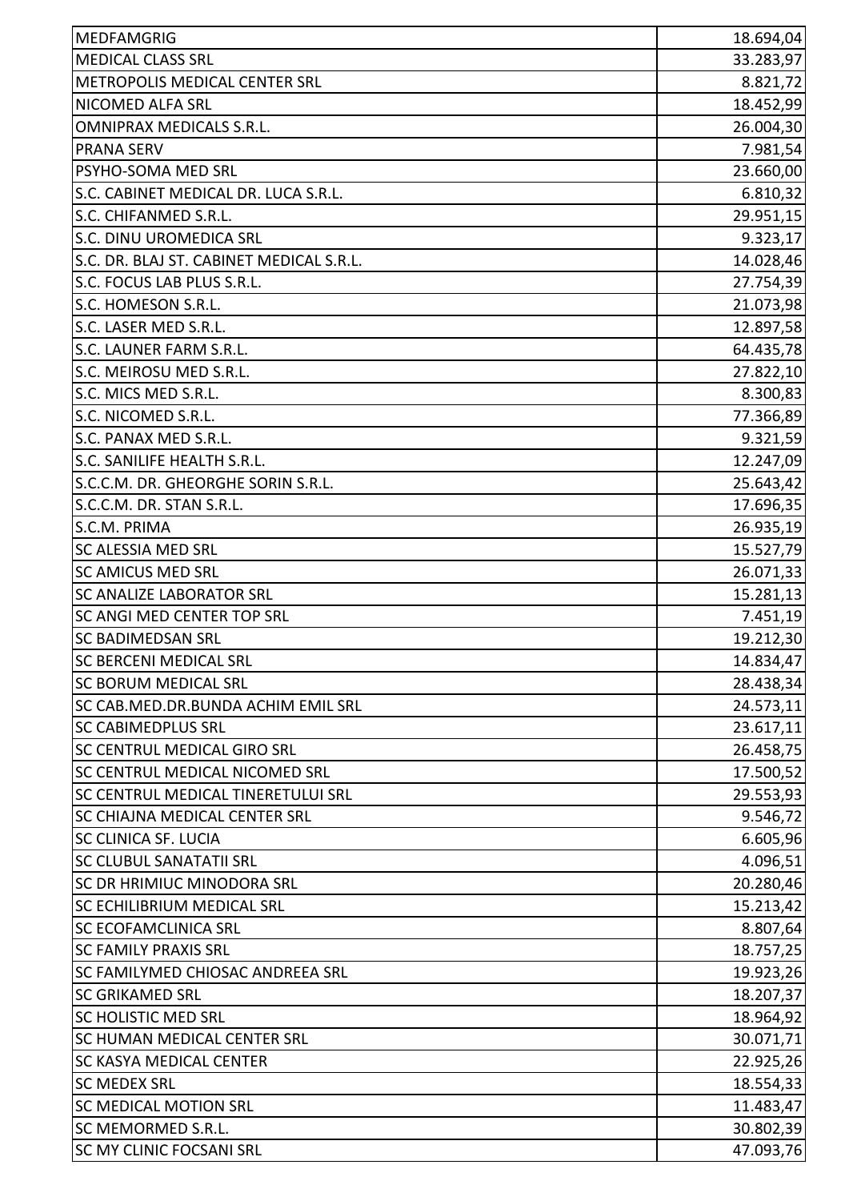| | |
|---|---|
| MEDFAMGRIG | 18.694,04 |
| MEDICAL CLASS SRL | 33.283,97 |
| METROPOLIS MEDICAL CENTER SRL | 8.821,72 |
| NICOMED ALFA SRL | 18.452,99 |
| OMNIPRAX MEDICALS S.R.L. | 26.004,30 |
| PRANA SERV | 7.981,54 |
| PSYHO-SOMA MED SRL | 23.660,00 |
| S.C. CABINET MEDICAL DR. LUCA S.R.L. | 6.810,32 |
| S.C. CHIFANMED S.R.L. | 29.951,15 |
| S.C. DINU UROMEDICA SRL | 9.323,17 |
| S.C. DR. BLAJ ST. CABINET MEDICAL S.R.L. | 14.028,46 |
| S.C. FOCUS LAB PLUS S.R.L. | 27.754,39 |
| S.C. HOMESON S.R.L. | 21.073,98 |
| S.C. LASER MED S.R.L. | 12.897,58 |
| S.C. LAUNER FARM S.R.L. | 64.435,78 |
| S.C. MEIROSU MED S.R.L. | 27.822,10 |
| S.C. MICS MED S.R.L. | 8.300,83 |
| S.C. NICOMED S.R.L. | 77.366,89 |
| S.C. PANAX MED S.R.L. | 9.321,59 |
| S.C. SANILIFE HEALTH S.R.L. | 12.247,09 |
| S.C.C.M. DR. GHEORGHE SORIN S.R.L. | 25.643,42 |
| S.C.C.M. DR. STAN S.R.L. | 17.696,35 |
| S.C.M. PRIMA | 26.935,19 |
| SC ALESSIA MED SRL | 15.527,79 |
| SC AMICUS MED SRL | 26.071,33 |
| SC ANALIZE LABORATOR SRL | 15.281,13 |
| SC ANGI MED CENTER TOP SRL | 7.451,19 |
| SC BADIMEDSAN SRL | 19.212,30 |
| SC BERCENI MEDICAL SRL | 14.834,47 |
| SC BORUM MEDICAL SRL | 28.438,34 |
| SC CAB.MED.DR.BUNDA ACHIM EMIL SRL | 24.573,11 |
| SC CABIMEDPLUS SRL | 23.617,11 |
| SC CENTRUL MEDICAL GIRO SRL | 26.458,75 |
| SC CENTRUL MEDICAL NICOMED SRL | 17.500,52 |
| SC CENTRUL MEDICAL TINERETULUI SRL | 29.553,93 |
| SC CHIAJNA MEDICAL CENTER SRL | 9.546,72 |
| SC CLINICA SF. LUCIA | 6.605,96 |
| SC CLUBUL SANATATII SRL | 4.096,51 |
| SC DR HRIMIUC MINODORA SRL | 20.280,46 |
| SC ECHILIBRIUM MEDICAL SRL | 15.213,42 |
| SC ECOFAMCLINICA SRL | 8.807,64 |
| SC FAMILY PRAXIS SRL | 18.757,25 |
| SC FAMILYMED CHIOSAC ANDREEA SRL | 19.923,26 |
| SC GRIKAMED SRL | 18.207,37 |
| SC HOLISTIC MED SRL | 18.964,92 |
| SC HUMAN MEDICAL CENTER SRL | 30.071,71 |
| SC KASYA MEDICAL CENTER | 22.925,26 |
| SC MEDEX SRL | 18.554,33 |
| SC MEDICAL MOTION SRL | 11.483,47 |
| SC MEMORMED S.R.L. | 30.802,39 |
| SC MY CLINIC FOCSANI SRL | 47.093,76 |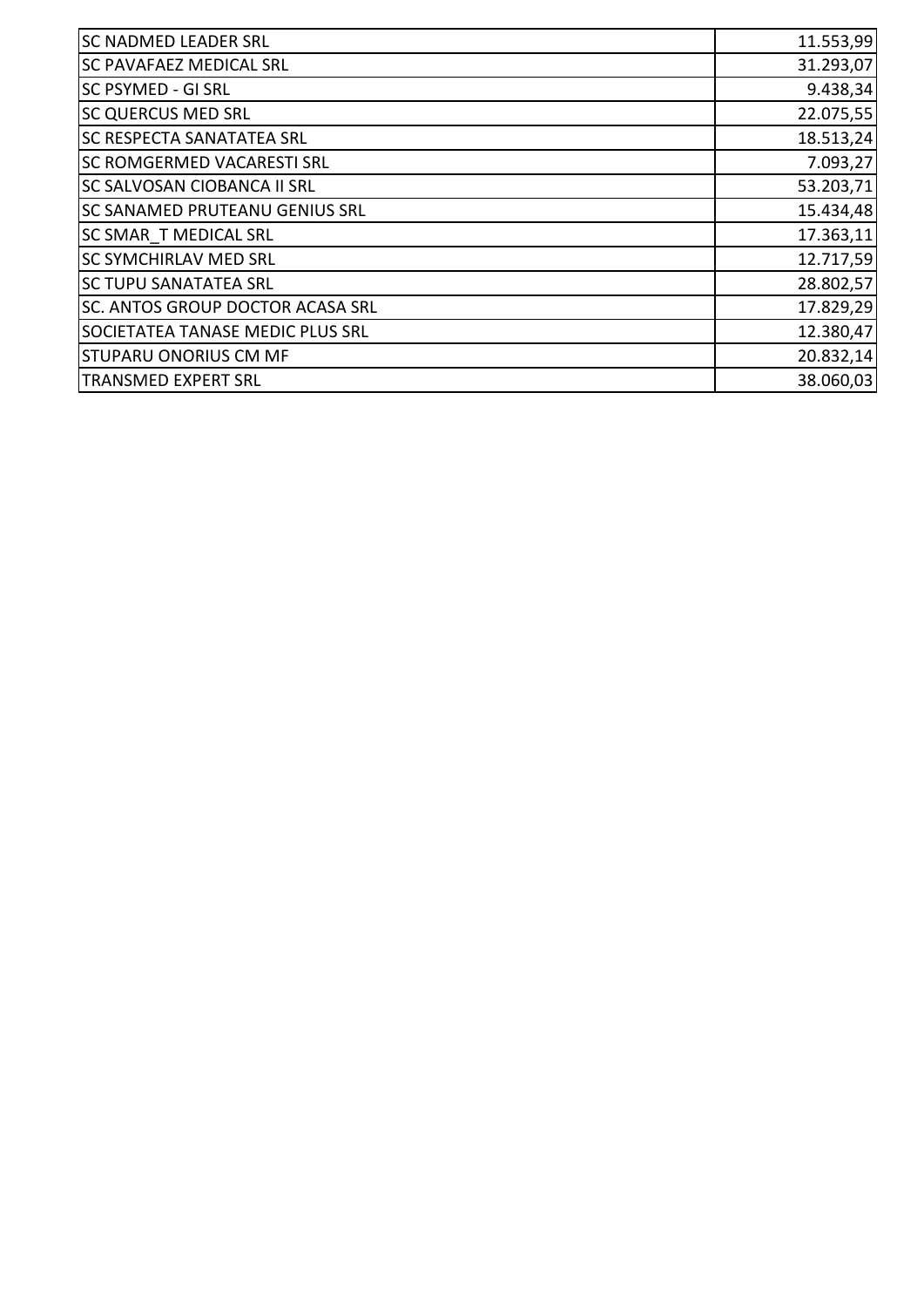| | |
|---|---|
| SC NADMED LEADER SRL | 11.553,99 |
| SC PAVAFAEZ MEDICAL SRL | 31.293,07 |
| SC PSYMED - GI SRL | 9.438,34 |
| SC QUERCUS MED SRL | 22.075,55 |
| SC RESPECTA SANATATEA SRL | 18.513,24 |
| SC ROMGERMED VACARESTI SRL | 7.093,27 |
| SC SALVOSAN CIOBANCA II SRL | 53.203,71 |
| SC SANAMED PRUTEANU GENIUS SRL | 15.434,48 |
| SC SMAR_T MEDICAL SRL | 17.363,11 |
| SC SYMCHIRLAV MED SRL | 12.717,59 |
| SC TUPU SANATATEA SRL | 28.802,57 |
| SC. ANTOS GROUP DOCTOR ACASA SRL | 17.829,29 |
| SOCIETATEA TANASE MEDIC PLUS SRL | 12.380,47 |
| STUPARU ONORIUS CM MF | 20.832,14 |
| TRANSMED EXPERT SRL | 38.060,03 |